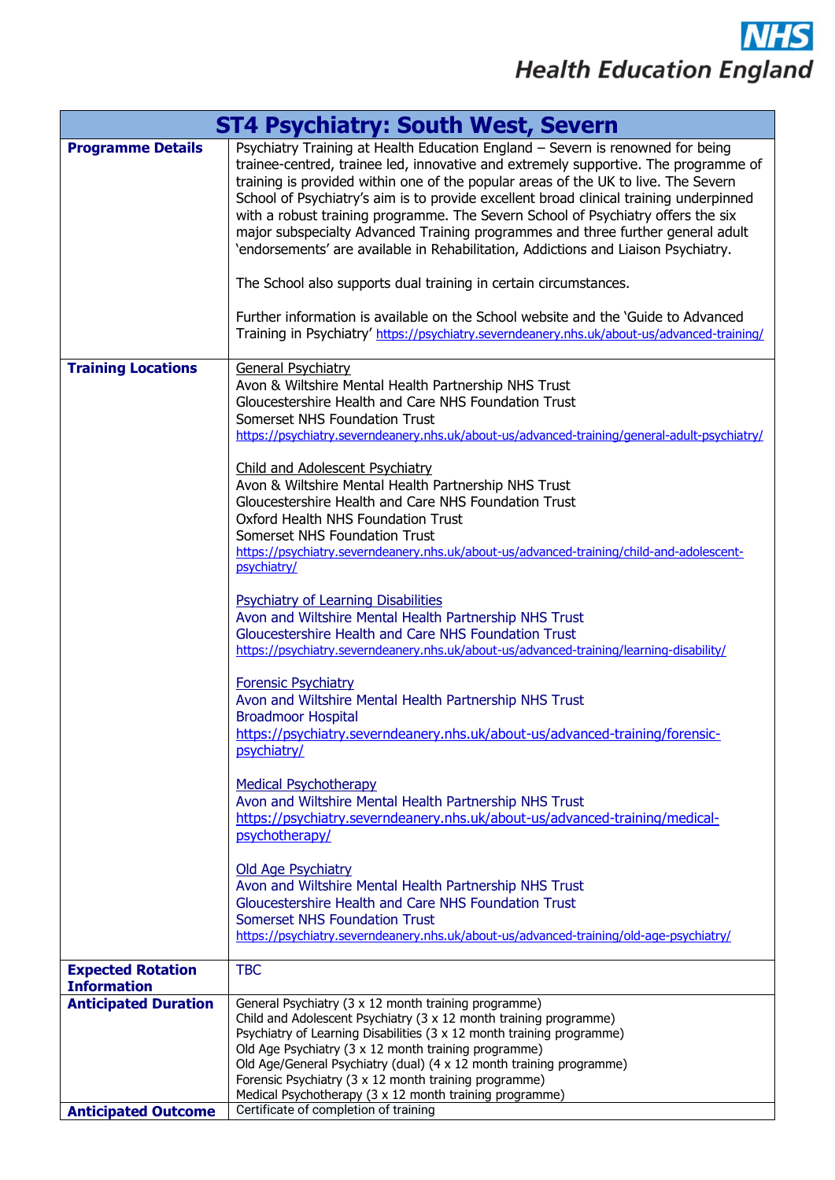**NHS Health Education England**

| ST4 Psychiatry: South West, Severn | |
|---|---|
| **Programme Details** | Psychiatry Training at Health Education England – Severn is renowned for being trainee-centred, trainee led, innovative and extremely supportive. The programme of training is provided within one of the popular areas of the UK to live. The Severn School of Psychiatry's aim is to provide excellent broad clinical training underpinned with a robust training programme. The Severn School of Psychiatry offers the six major subspecialty Advanced Training programmes and three further general adult 'endorsements' are available in Rehabilitation, Addictions and Liaison Psychiatry.<br><br>The School also supports dual training in certain circumstances.<br><br>Further information is available on the School website and the 'Guide to Advanced Training in Psychiatry' https://psychiatry.severndeanery.nhs.uk/about-us/advanced-training/ |
| **Training Locations** | General Psychiatry<br>Avon & Wiltshire Mental Health Partnership NHS Trust<br>Gloucestershire Health and Care NHS Foundation Trust<br>Somerset NHS Foundation Trust<br>https://psychiatry.severndeanery.nhs.uk/about-us/advanced-training/general-adult-psychiatry/<br><br>Child and Adolescent Psychiatry<br>Avon & Wiltshire Mental Health Partnership NHS Trust<br>Gloucestershire Health and Care NHS Foundation Trust<br>Oxford Health NHS Foundation Trust<br>Somerset NHS Foundation Trust<br>https://psychiatry.severndeanery.nhs.uk/about-us/advanced-training/child-and-adolescent-psychiatry/<br><br>Psychiatry of Learning Disabilities<br>Avon and Wiltshire Mental Health Partnership NHS Trust<br>Gloucestershire Health and Care NHS Foundation Trust<br>https://psychiatry.severndeanery.nhs.uk/about-us/advanced-training/learning-disability/<br><br>Forensic Psychiatry<br>Avon and Wiltshire Mental Health Partnership NHS Trust<br>Broadmoor Hospital<br>https://psychiatry.severndeanery.nhs.uk/about-us/advanced-training/forensic-psychiatry/<br><br>Medical Psychotherapy<br>Avon and Wiltshire Mental Health Partnership NHS Trust<br>https://psychiatry.severndeanery.nhs.uk/about-us/advanced-training/medical-psychotherapy/<br><br>Old Age Psychiatry<br>Avon and Wiltshire Mental Health Partnership NHS Trust<br>Gloucestershire Health and Care NHS Foundation Trust<br>Somerset NHS Foundation Trust<br>https://psychiatry.severndeanery.nhs.uk/about-us/advanced-training/old-age-psychiatry/ |
| **Expected Rotation Information** | TBC |
| **Anticipated Duration** | General Psychiatry (3 x 12 month training programme)<br>Child and Adolescent Psychiatry (3 x 12 month training programme)<br>Psychiatry of Learning Disabilities (3 x 12 month training programme)<br>Old Age Psychiatry (3 x 12 month training programme)<br>Old Age/General Psychiatry (dual) (4 x 12 month training programme)<br>Forensic Psychiatry (3 x 12 month training programme)<br>Medical Psychotherapy (3 x 12 month training programme) |
| **Anticipated Outcome** | Certificate of completion of training |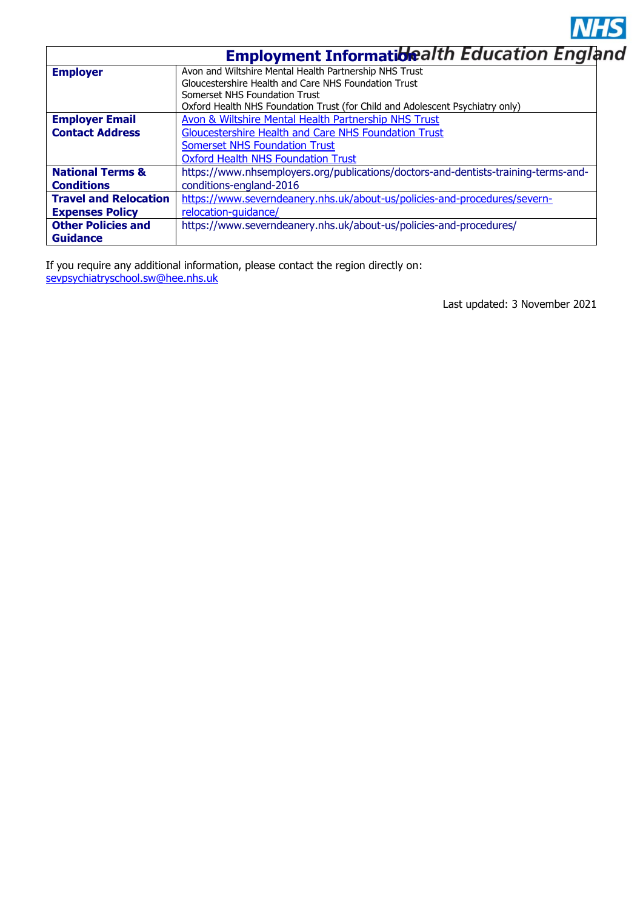| Employment Information | |
|---|---|
| **Employer** | Avon and Wiltshire Mental Health Partnership NHS Trust<br>Gloucestershire Health and Care NHS Foundation Trust<br>Somerset NHS Foundation Trust<br>Oxford Health NHS Foundation Trust (for Child and Adolescent Psychiatry only) |
| **Employer Email Contact Address** | Avon & Wiltshire Mental Health Partnership NHS Trust<br>Gloucestershire Health and Care NHS Foundation Trust<br>Somerset NHS Foundation Trust<br>Oxford Health NHS Foundation Trust |
| **National Terms & Conditions** | https://www.nhsemployers.org/publications/doctors-and-dentists-training-terms-and-conditions-england-2016 |
| **Travel and Relocation Expenses Policy** | https://www.severndeanery.nhs.uk/about-us/policies-and-procedures/severn-relocation-guidance/ |
| **Other Policies and Guidance** | https://www.severndeanery.nhs.uk/about-us/policies-and-procedures/ |

If you require any additional information, please contact the region directly on:
sevpsychiatryschool.sw@hee.nhs.uk

Last updated: 3 November 2021